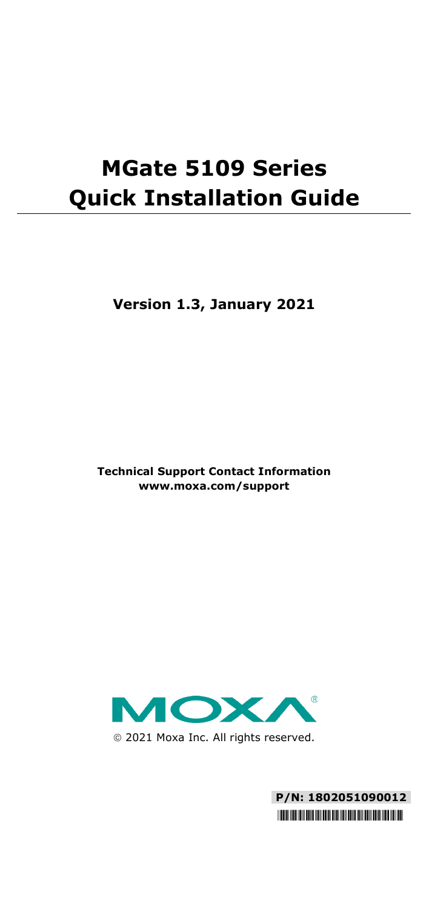# MGate 5109 Series Quick Installation Guide

**Version 1.3, January 2021**

**Technical Support Contact Information**
**www.moxa.com/support**

© 2021 Moxa Inc. All rights reserved.

**P/N: 1802051090012**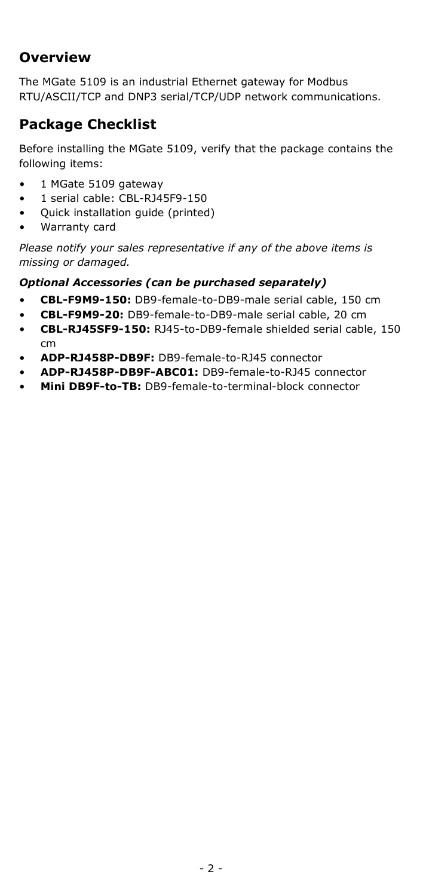## Overview

The MGate 5109 is an industrial Ethernet gateway for Modbus RTU/ASCII/TCP and DNP3 serial/TCP/UDP network communications.

## Package Checklist

Before installing the MGate 5109, verify that the package contains the following items:

- 1 MGate 5109 gateway
- 1 serial cable: CBL-RJ45F9-150
- Quick installation guide (printed)
- Warranty card

*Please notify your sales representative if any of the above items is missing or damaged.*

#### *Optional Accessories (can be purchased separately)*

- **CBL-F9M9-150:** DB9-female-to-DB9-male serial cable, 150 cm
- **CBL-F9M9-20:** DB9-female-to-DB9-male serial cable, 20 cm
- **CBL-RJ45SF9-150:** RJ45-to-DB9-female shielded serial cable, 150 cm
- **ADP-RJ458P-DB9F:** DB9-female-to-RJ45 connector
- **ADP-RJ458P-DB9F-ABC01:** DB9-female-to-RJ45 connector
- **Mini DB9F-to-TB:** DB9-female-to-terminal-block connector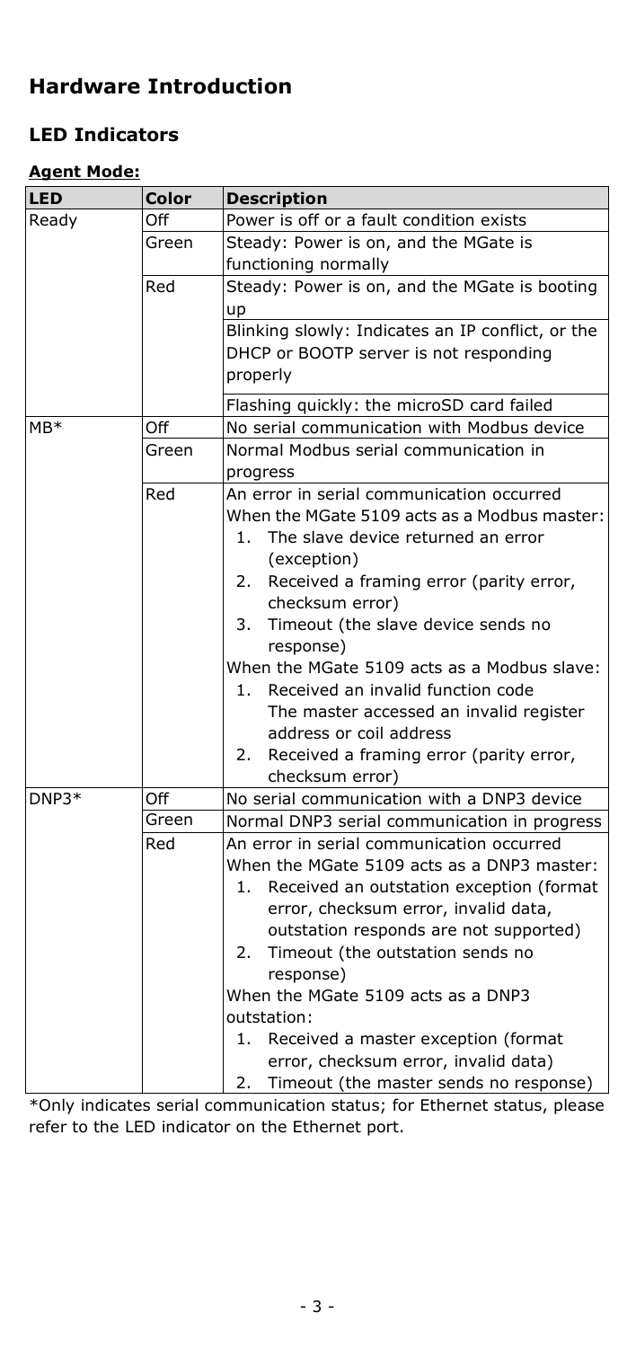## Hardware Introduction

### LED Indicators

**Agent Mode:**

| LED | Color | Description |
|---|---|---|
| Ready | Off | Power is off or a fault condition exists |
| | Green | Steady: Power is on, and the MGate is functioning normally |
| | Red | Steady: Power is on, and the MGate is booting up<br>Blinking slowly: Indicates an IP conflict, or the DHCP or BOOTP server is not responding properly<br>Flashing quickly: the microSD card failed |
| MB* | Off | No serial communication with Modbus device |
| | Green | Normal Modbus serial communication in progress |
| | Red | An error in serial communication occurred<br>When the MGate 5109 acts as a Modbus master:<br>1. The slave device returned an error (exception)<br>2. Received a framing error (parity error, checksum error)<br>3. Timeout (the slave device sends no response)<br>When the MGate 5109 acts as a Modbus slave:<br>1. Received an invalid function code The master accessed an invalid register address or coil address<br>2. Received a framing error (parity error, checksum error) |
| DNP3* | Off | No serial communication with a DNP3 device |
| | Green | Normal DNP3 serial communication in progress |
| | Red | An error in serial communication occurred<br>When the MGate 5109 acts as a DNP3 master:<br>1. Received an outstation exception (format error, checksum error, invalid data, outstation responds are not supported)<br>2. Timeout (the outstation sends no response)<br>When the MGate 5109 acts as a DNP3 outstation:<br>1. Received a master exception (format error, checksum error, invalid data)<br>2. Timeout (the master sends no response) |

*Only indicates serial communication status; for Ethernet status, please refer to the LED indicator on the Ethernet port.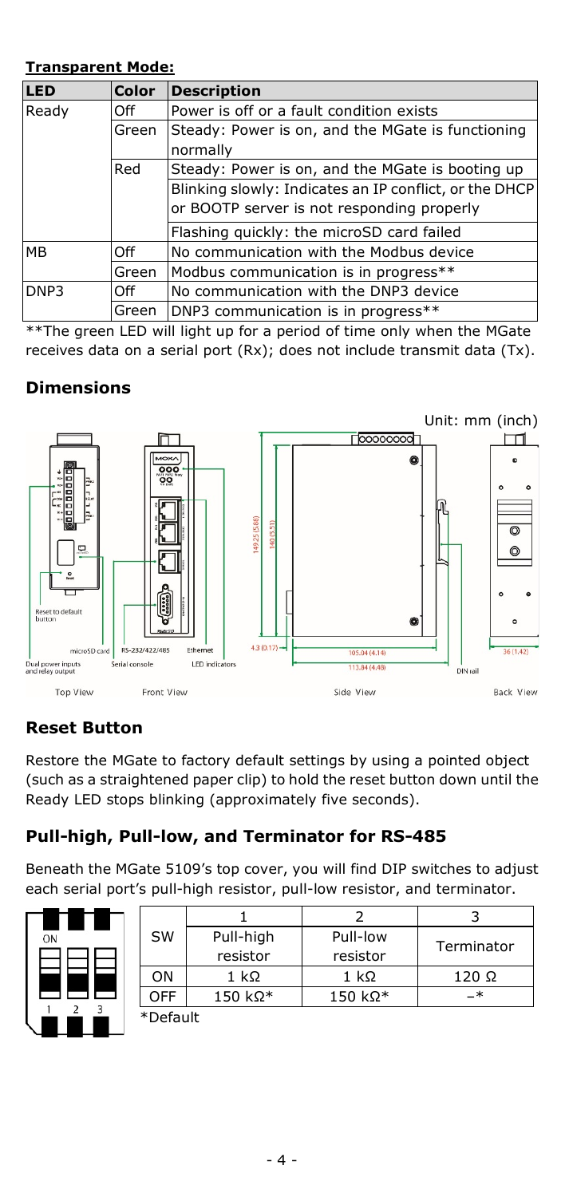**Transparent Mode:**

| LED | Color | Description |
|---|---|---|
| Ready | Off | Power is off or a fault condition exists |
| | Green | Steady: Power is on, and the MGate is functioning normally |
| | Red | Steady: Power is on, and the MGate is booting up |
| | | Blinking slowly: Indicates an IP conflict, or the DHCP or BOOTP server is not responding properly |
| | | Flashing quickly: the microSD card failed |
| MB | Off | No communication with the Modbus device |
| | Green | Modbus communication is in progress** |
| DNP3 | Off | No communication with the DNP3 device |
| | Green | DNP3 communication is in progress** |

**The green LED will light up for a period of time only when the MGate receives data on a serial port (Rx); does not include transmit data (Tx).

## Dimensions

Unit: mm (inch)

Top View: Reset to default button; microSD card; Dual power inputs and relay output

Front View: RS-232/422/485; Serial console; Ethernet; LED indicators

Side View: 149.25 (5.88); 140 (5.51); 4.3 (0.17); 105.04 (4.14); 113.84 (4.48); DIN rail

Back View: 36 (1.42)

## Reset Button

Restore the MGate to factory default settings by using a pointed object (such as a straightened paper clip) to hold the reset button down until the Ready LED stops blinking (approximately five seconds).

## Pull-high, Pull-low, and Terminator for RS-485

Beneath the MGate 5109's top cover, you will find DIP switches to adjust each serial port's pull-high resistor, pull-low resistor, and terminator.

| SW | 1 | 2 | 3 |
|---|---|---|---|
| | Pull-high resistor | Pull-low resistor | Terminator |
| ON | 1 kΩ | 1 kΩ | 120 Ω |
| OFF | 150 kΩ* | 150 kΩ* | –* |

*Default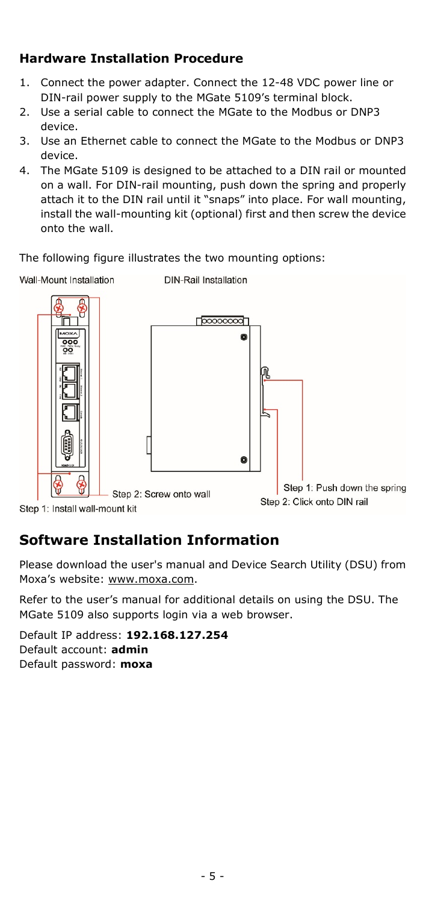## Hardware Installation Procedure

1. Connect the power adapter. Connect the 12-48 VDC power line or DIN-rail power supply to the MGate 5109's terminal block.
2. Use a serial cable to connect the MGate to the Modbus or DNP3 device.
3. Use an Ethernet cable to connect the MGate to the Modbus or DNP3 device.
4. The MGate 5109 is designed to be attached to a DIN rail or mounted on a wall. For DIN-rail mounting, push down the spring and properly attach it to the DIN rail until it "snaps" into place. For wall mounting, install the wall-mounting kit (optional) first and then screw the device onto the wall.

The following figure illustrates the two mounting options:

Wall-Mount Installation

DIN-Rail Installation

Step 2: Screw onto wall

Step 1: Install wall-mount kit

Step 1: Push down the spring

Step 2: Click onto DIN rail

# Software Installation Information

Please download the user's manual and Device Search Utility (DSU) from Moxa's website: www.moxa.com.

Refer to the user's manual for additional details on using the DSU. The MGate 5109 also supports login via a web browser.

Default IP address: **192.168.127.254**
Default account: **admin**
Default password: **moxa**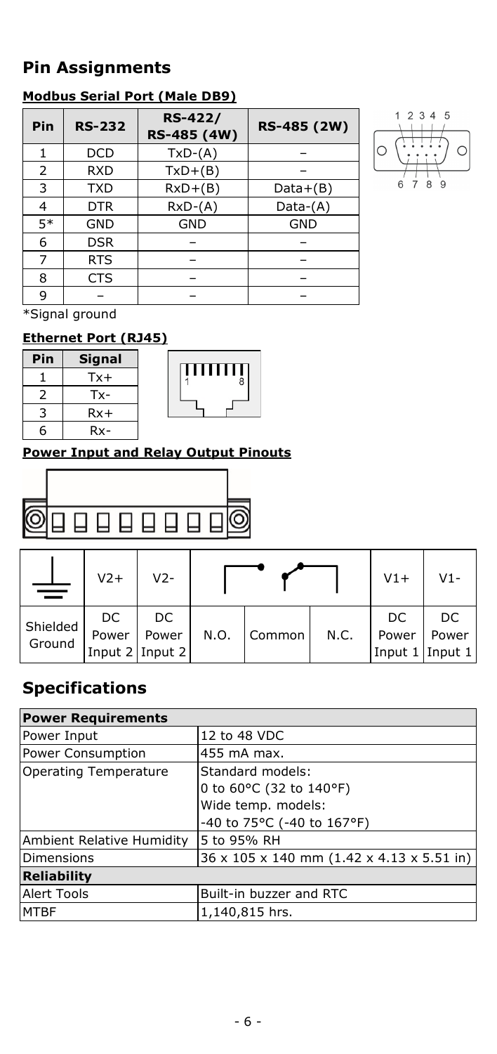## Pin Assignments

### Modbus Serial Port (Male DB9)

| Pin | RS-232 | RS-422/ RS-485 (4W) | RS-485 (2W) |
|---|---|---|---|
| 1 | DCD | TxD-(A) | – |
| 2 | RXD | TxD+(B) | – |
| 3 | TXD | RxD+(B) | Data+(B) |
| 4 | DTR | RxD-(A) | Data-(A) |
| 5* | GND | GND | GND |
| 6 | DSR | – | – |
| 7 | RTS | – | – |
| 8 | CTS | – | – |
| 9 | – | – | – |

*Signal ground

### Ethernet Port (RJ45)

| Pin | Signal |
|---|---|
| 1 | Tx+ |
| 2 | Tx- |
| 3 | Rx+ |
| 6 | Rx- |

### Power Input and Relay Output Pinouts

| ⏚ | V2+ | V2- | | | | V1+ | V1- |
|---|---|---|---|---|---|---|---|
| Shielded Ground | DC Power Input 2 | DC Power Input 2 | N.O. | Common | N.C. | DC Power Input 1 | DC Power Input 1 |

## Specifications

| Power Requirements | |
|---|---|
| Power Input | 12 to 48 VDC |
| Power Consumption | 455 mA max. |
| Operating Temperature | Standard models:<br>0 to 60°C (32 to 140°F)<br>Wide temp. models:<br>-40 to 75°C (-40 to 167°F) |
| Ambient Relative Humidity | 5 to 95% RH |
| Dimensions | 36 x 105 x 140 mm (1.42 x 4.13 x 5.51 in) |
| **Reliability** | |
| Alert Tools | Built-in buzzer and RTC |
| MTBF | 1,140,815 hrs. |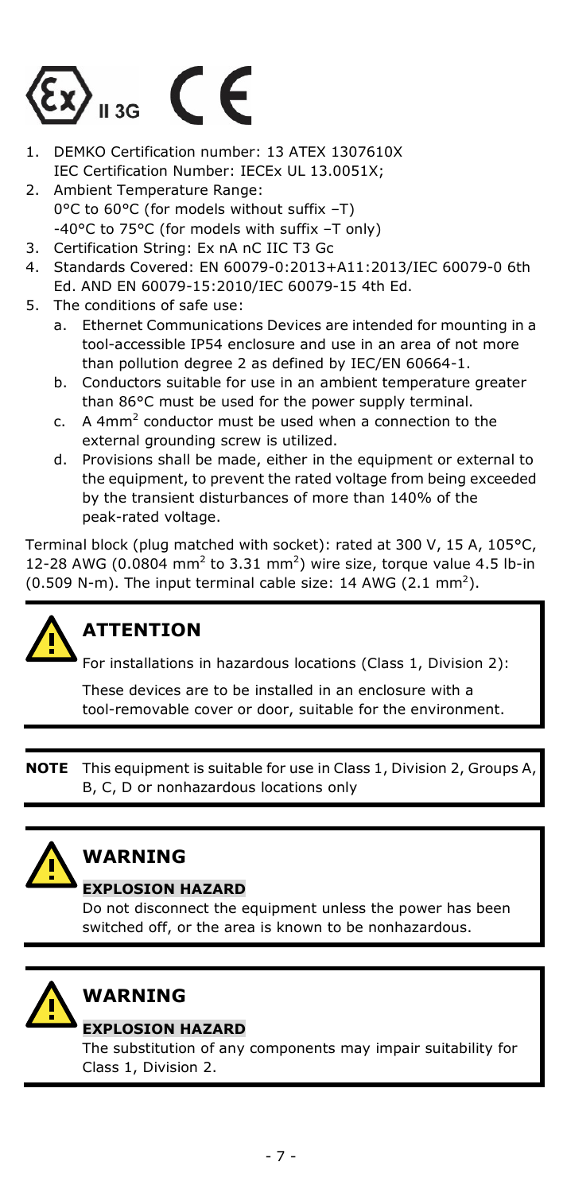II 3G

1. DEMKO Certification number: 13 ATEX 1307610X
   IEC Certification Number: IECEx UL 13.0051X;
2. Ambient Temperature Range:
   0°C to 60°C (for models without suffix –T)
   -40°C to 75°C (for models with suffix –T only)
3. Certification String: Ex nA nC IIC T3 Gc
4. Standards Covered: EN 60079-0:2013+A11:2013/IEC 60079-0 6th Ed. AND EN 60079-15:2010/IEC 60079-15 4th Ed.
5. The conditions of safe use:
   a. Ethernet Communications Devices are intended for mounting in a tool-accessible IP54 enclosure and use in an area of not more than pollution degree 2 as defined by IEC/EN 60664-1.
   b. Conductors suitable for use in an ambient temperature greater than 86°C must be used for the power supply terminal.
   c. A 4mm$^2$ conductor must be used when a connection to the external grounding screw is utilized.
   d. Provisions shall be made, either in the equipment or external to the equipment, to prevent the rated voltage from being exceeded by the transient disturbances of more than 140% of the peak-rated voltage.

Terminal block (plug matched with socket): rated at 300 V, 15 A, 105°C, 12-28 AWG (0.0804 mm$^2$ to 3.31 mm$^2$) wire size, torque value 4.5 lb-in (0.509 N-m). The input terminal cable size: 14 AWG (2.1 mm$^2$).

## ATTENTION

For installations in hazardous locations (Class 1, Division 2):

These devices are to be installed in an enclosure with a tool-removable cover or door, suitable for the environment.

**NOTE** This equipment is suitable for use in Class 1, Division 2, Groups A, B, C, D or nonhazardous locations only

## WARNING

**EXPLOSION HAZARD**

Do not disconnect the equipment unless the power has been switched off, or the area is known to be nonhazardous.

## WARNING

**EXPLOSION HAZARD**

The substitution of any components may impair suitability for Class 1, Division 2.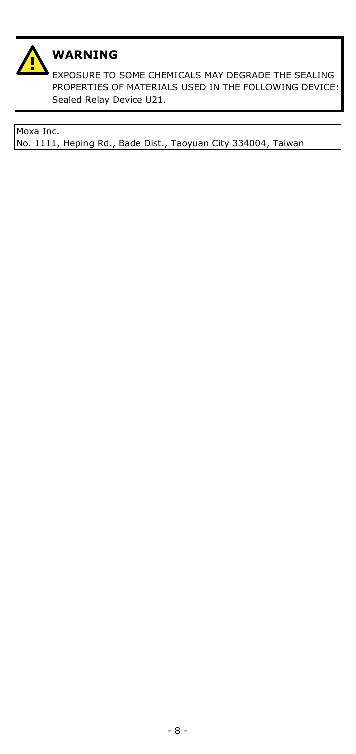**WARNING**

EXPOSURE TO SOME CHEMICALS MAY DEGRADE THE SEALING PROPERTIES OF MATERIALS USED IN THE FOLLOWING DEVICE: Sealed Relay Device U21.

Moxa Inc.
No. 1111, Heping Rd., Bade Dist., Taoyuan City 334004, Taiwan